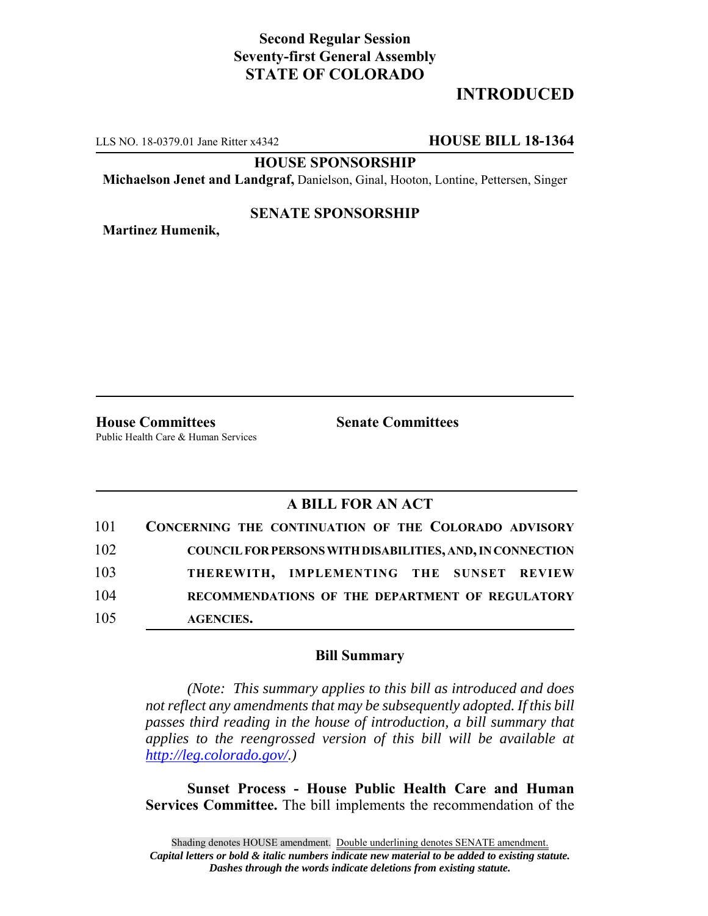**Second Regular Session**
**Seventy-first General Assembly**
**STATE OF COLORADO**

# INTRODUCED

LLS NO. 18-0379.01 Jane Ritter x4342 **HOUSE BILL 18-1364**

**HOUSE SPONSORSHIP**

**Michaelson Jenet and Landgraf,** Danielson, Ginal, Hooton, Lontine, Pettersen, Singer

**SENATE SPONSORSHIP**

**Martinez Humenik,**

**House Committees**
Public Health Care & Human Services

**Senate Committees**

## A BILL FOR AN ACT

101 **CONCERNING THE CONTINUATION OF THE COLORADO ADVISORY**
102 **COUNCIL FOR PERSONS WITH DISABILITIES, AND, IN CONNECTION**
103 **THEREWITH, IMPLEMENTING THE SUNSET REVIEW**
104 **RECOMMENDATIONS OF THE DEPARTMENT OF REGULATORY**
105 **AGENCIES.**

### Bill Summary

*(Note: This summary applies to this bill as introduced and does not reflect any amendments that may be subsequently adopted. If this bill passes third reading in the house of introduction, a bill summary that applies to the reengrossed version of this bill will be available at http://leg.colorado.gov/.)*

**Sunset Process - House Public Health Care and Human Services Committee.** The bill implements the recommendation of the

Shading denotes HOUSE amendment. Double underlining denotes SENATE amendment.
*Capital letters or bold & italic numbers indicate new material to be added to existing statute.*
*Dashes through the words indicate deletions from existing statute.*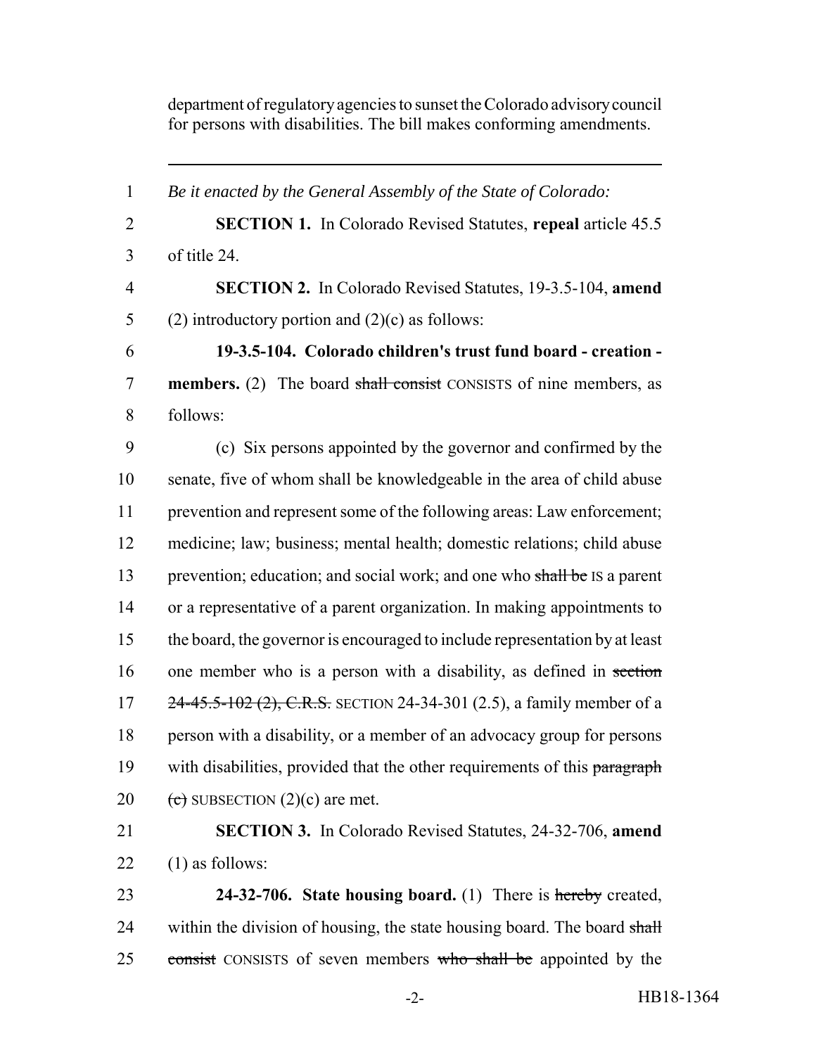department of regulatory agencies to sunset the Colorado advisory council for persons with disabilities. The bill makes conforming amendments.

---

1 *Be it enacted by the General Assembly of the State of Colorado:*

2 **SECTION 1.** In Colorado Revised Statutes, **repeal** article 45.5
3 of title 24.

4 **SECTION 2.** In Colorado Revised Statutes, 19-3.5-104, **amend**
5 (2) introductory portion and (2)(c) as follows:

6 **19-3.5-104. Colorado children's trust fund board - creation -**
7 **members.** (2) The board ~~shall consist~~ CONSISTS of nine members, as
8 follows:

9 (c) Six persons appointed by the governor and confirmed by the
10 senate, five of whom shall be knowledgeable in the area of child abuse
11 prevention and represent some of the following areas: Law enforcement;
12 medicine; law; business; mental health; domestic relations; child abuse
13 prevention; education; and social work; and one who ~~shall be~~ IS a parent
14 or a representative of a parent organization. In making appointments to
15 the board, the governor is encouraged to include representation by at least
16 one member who is a person with a disability, as defined in ~~section~~
17 ~~24-45.5-102 (2), C.R.S.~~ SECTION 24-34-301 (2.5), a family member of a
18 person with a disability, or a member of an advocacy group for persons
19 with disabilities, provided that the other requirements of this ~~paragraph~~
20 ~~(c)~~ SUBSECTION (2)(c) are met.

21 **SECTION 3.** In Colorado Revised Statutes, 24-32-706, **amend**
22 (1) as follows:

23 **24-32-706. State housing board.** (1) There is ~~hereby~~ created,
24 within the division of housing, the state housing board. The board ~~shall~~
25 ~~consist~~ CONSISTS of seven members ~~who shall be~~ appointed by the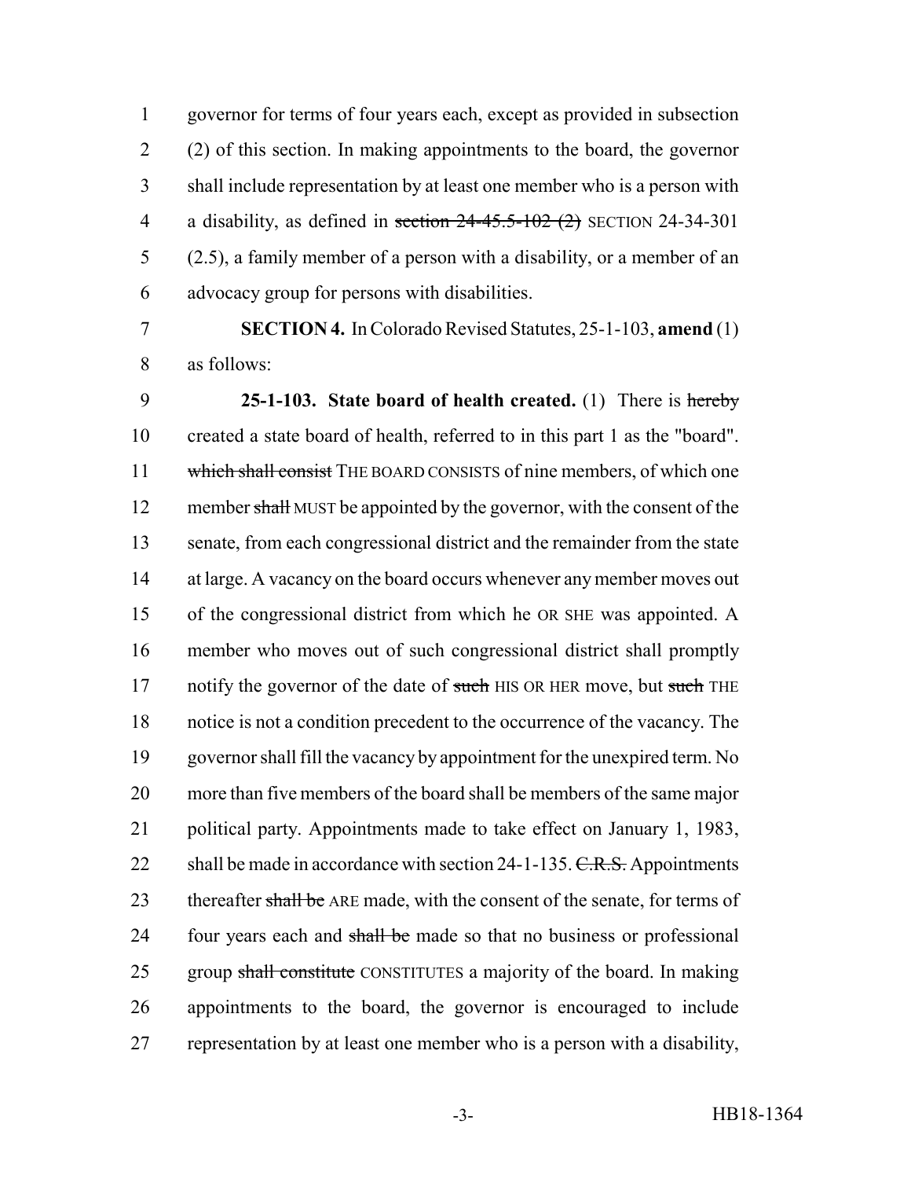governor for terms of four years each, except as provided in subsection (2) of this section. In making appointments to the board, the governor shall include representation by at least one member who is a person with a disability, as defined in ~~section 24-45.5-102 (2)~~ SECTION 24-34-301 (2.5), a family member of a person with a disability, or a member of an advocacy group for persons with disabilities.

**SECTION 4.** In Colorado Revised Statutes, 25-1-103, **amend** (1) as follows:

**25-1-103. State board of health created.** (1) There is ~~hereby~~ created a state board of health, referred to in this part 1 as the "board". ~~which shall consist~~ THE BOARD CONSISTS of nine members, of which one member ~~shall~~ MUST be appointed by the governor, with the consent of the senate, from each congressional district and the remainder from the state at large. A vacancy on the board occurs whenever any member moves out of the congressional district from which he OR SHE was appointed. A member who moves out of such congressional district shall promptly notify the governor of the date of ~~such~~ HIS OR HER move, but ~~such~~ THE notice is not a condition precedent to the occurrence of the vacancy. The governor shall fill the vacancy by appointment for the unexpired term. No more than five members of the board shall be members of the same major political party. Appointments made to take effect on January 1, 1983, shall be made in accordance with section 24-1-135. ~~C.R.S.~~ Appointments thereafter ~~shall be~~ ARE made, with the consent of the senate, for terms of four years each and ~~shall be~~ made so that no business or professional group ~~shall constitute~~ CONSTITUTES a majority of the board. In making appointments to the board, the governor is encouraged to include representation by at least one member who is a person with a disability,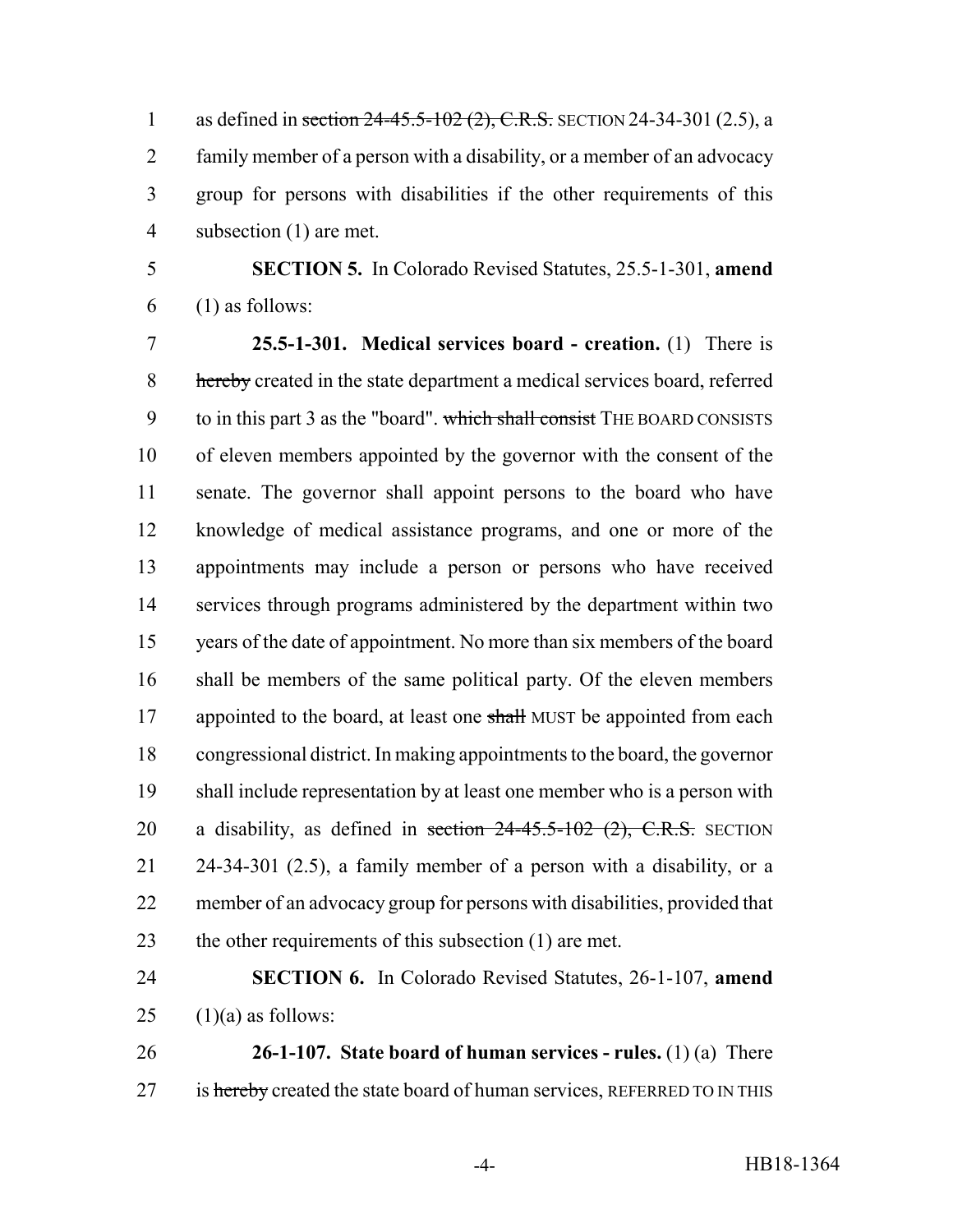as defined in ~~section 24-45.5-102 (2), C.R.S.~~ SECTION 24-34-301 (2.5), a family member of a person with a disability, or a member of an advocacy group for persons with disabilities if the other requirements of this subsection (1) are met.

**SECTION 5.** In Colorado Revised Statutes, 25.5-1-301, **amend** (1) as follows:

**25.5-1-301. Medical services board - creation.** (1) There is ~~hereby~~ created in the state department a medical services board, referred to in this part 3 as the "board". ~~which shall consist~~ THE BOARD CONSISTS of eleven members appointed by the governor with the consent of the senate. The governor shall appoint persons to the board who have knowledge of medical assistance programs, and one or more of the appointments may include a person or persons who have received services through programs administered by the department within two years of the date of appointment. No more than six members of the board shall be members of the same political party. Of the eleven members appointed to the board, at least one ~~shall~~ MUST be appointed from each congressional district. In making appointments to the board, the governor shall include representation by at least one member who is a person with a disability, as defined in ~~section 24-45.5-102 (2), C.R.S.~~ SECTION 24-34-301 (2.5), a family member of a person with a disability, or a member of an advocacy group for persons with disabilities, provided that the other requirements of this subsection (1) are met.

**SECTION 6.** In Colorado Revised Statutes, 26-1-107, **amend** (1)(a) as follows:

**26-1-107. State board of human services - rules.** (1) (a) There is ~~hereby~~ created the state board of human services, REFERRED TO IN THIS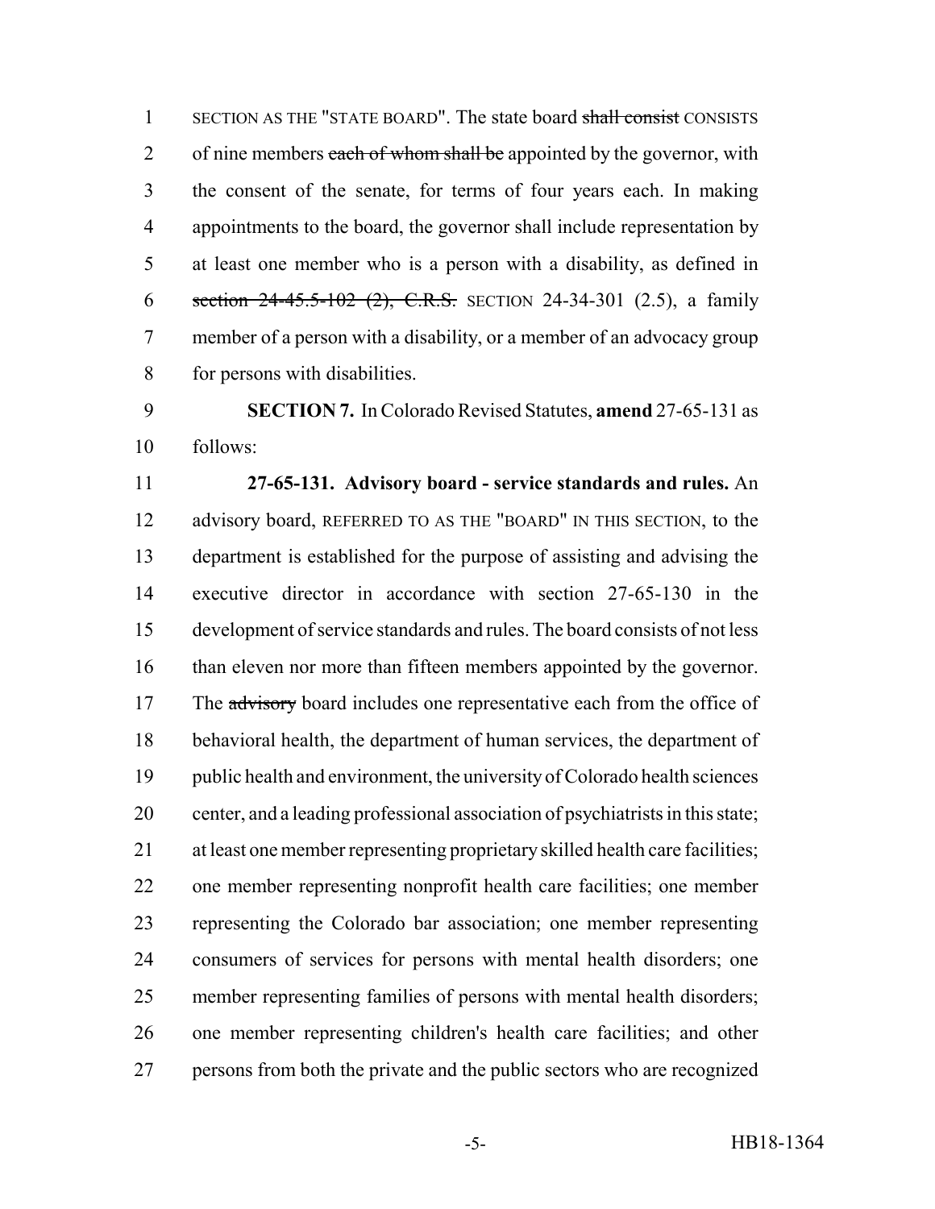SECTION AS THE "STATE BOARD". The state board ~~shall consist~~ CONSISTS of nine members ~~each of whom shall be~~ appointed by the governor, with the consent of the senate, for terms of four years each. In making appointments to the board, the governor shall include representation by at least one member who is a person with a disability, as defined in ~~section 24-45.5-102 (2), C.R.S.~~ SECTION 24-34-301 (2.5), a family member of a person with a disability, or a member of an advocacy group for persons with disabilities.

**SECTION 7.** In Colorado Revised Statutes, **amend** 27-65-131 as follows:

**27-65-131. Advisory board - service standards and rules.** An advisory board, REFERRED TO AS THE "BOARD" IN THIS SECTION, to the department is established for the purpose of assisting and advising the executive director in accordance with section 27-65-130 in the development of service standards and rules. The board consists of not less than eleven nor more than fifteen members appointed by the governor. The ~~advisory~~ board includes one representative each from the office of behavioral health, the department of human services, the department of public health and environment, the university of Colorado health sciences center, and a leading professional association of psychiatrists in this state; at least one member representing proprietary skilled health care facilities; one member representing nonprofit health care facilities; one member representing the Colorado bar association; one member representing consumers of services for persons with mental health disorders; one member representing families of persons with mental health disorders; one member representing children's health care facilities; and other persons from both the private and the public sectors who are recognized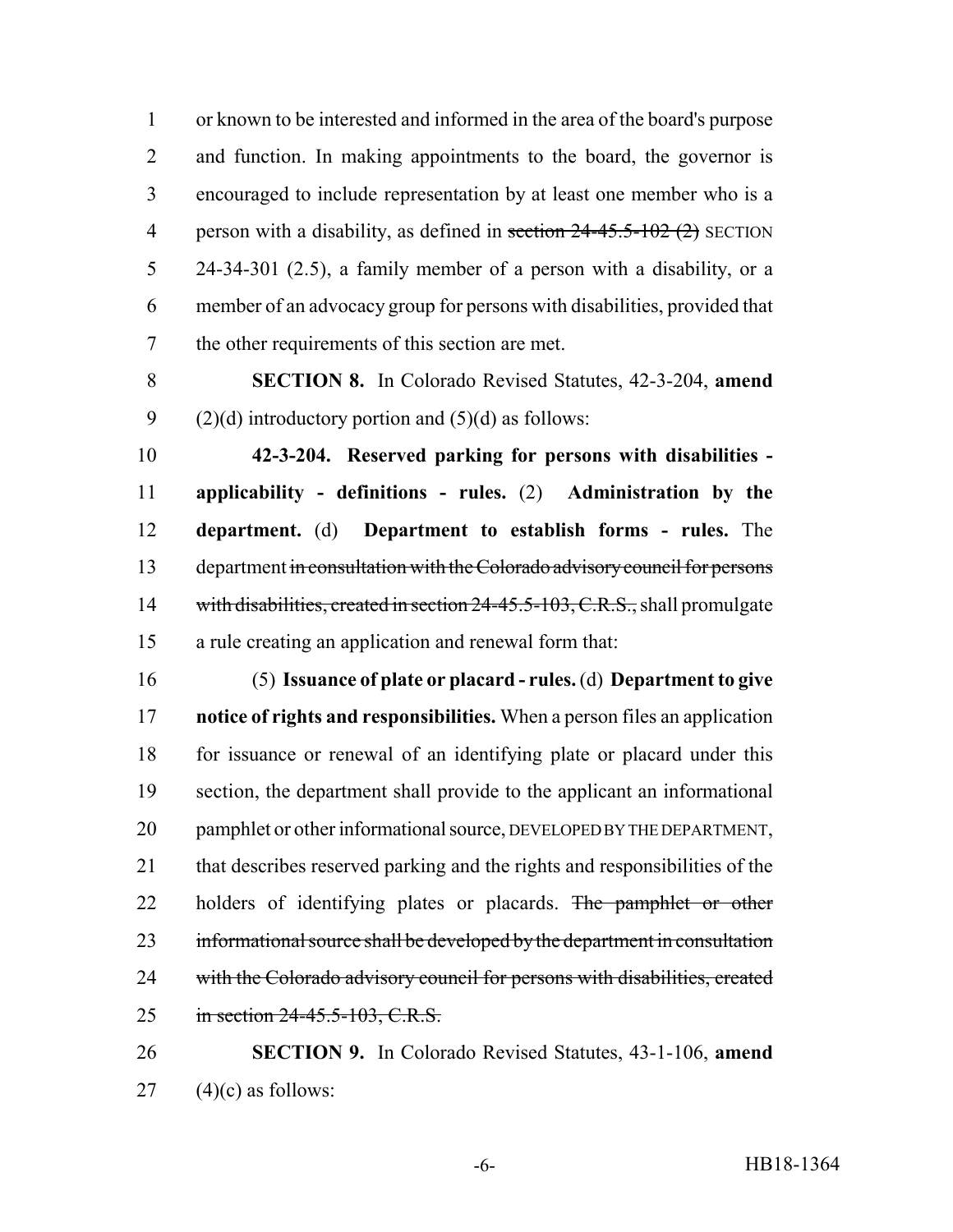or known to be interested and informed in the area of the board's purpose and function. In making appointments to the board, the governor is encouraged to include representation by at least one member who is a person with a disability, as defined in ~~section 24-45.5-102 (2)~~ SECTION 24-34-301 (2.5), a family member of a person with a disability, or a member of an advocacy group for persons with disabilities, provided that the other requirements of this section are met.

**SECTION 8.** In Colorado Revised Statutes, 42-3-204, **amend** (2)(d) introductory portion and (5)(d) as follows:

**42-3-204. Reserved parking for persons with disabilities - applicability - definitions - rules.** (2) **Administration by the department.** (d) **Department to establish forms - rules.** The department ~~in consultation with the Colorado advisory council for persons with disabilities, created in section 24-45.5-103, C.R.S.,~~ shall promulgate a rule creating an application and renewal form that:

(5) **Issuance of plate or placard - rules.** (d) **Department to give notice of rights and responsibilities.** When a person files an application for issuance or renewal of an identifying plate or placard under this section, the department shall provide to the applicant an informational pamphlet or other informational source, DEVELOPED BY THE DEPARTMENT, that describes reserved parking and the rights and responsibilities of the holders of identifying plates or placards. ~~The pamphlet or other informational source shall be developed by the department in consultation with the Colorado advisory council for persons with disabilities, created in section 24-45.5-103, C.R.S.~~

**SECTION 9.** In Colorado Revised Statutes, 43-1-106, **amend** (4)(c) as follows: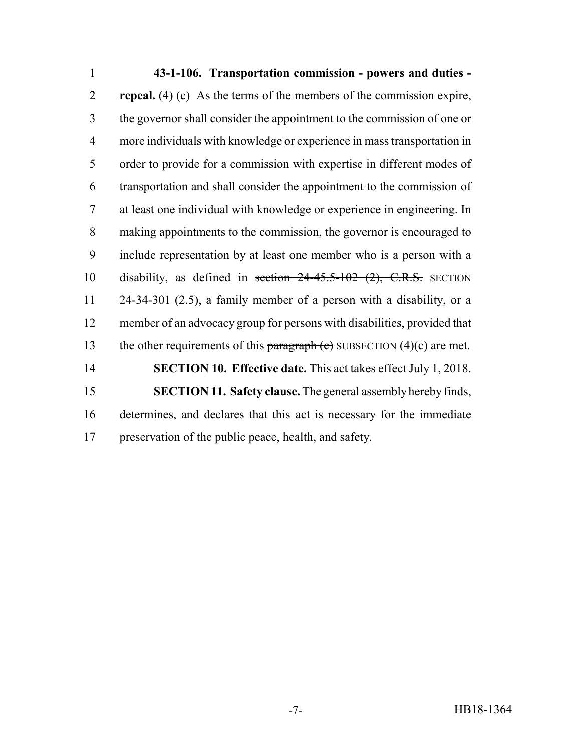**43-1-106. Transportation commission - powers and duties - repeal.** (4) (c) As the terms of the members of the commission expire, the governor shall consider the appointment to the commission of one or more individuals with knowledge or experience in mass transportation in order to provide for a commission with expertise in different modes of transportation and shall consider the appointment to the commission of at least one individual with knowledge or experience in engineering. In making appointments to the commission, the governor is encouraged to include representation by at least one member who is a person with a disability, as defined in ~~section 24-45.5-102 (2), C.R.S.~~ SECTION 24-34-301 (2.5), a family member of a person with a disability, or a member of an advocacy group for persons with disabilities, provided that the other requirements of this ~~paragraph (c)~~ SUBSECTION (4)(c) are met.

**SECTION 10. Effective date.** This act takes effect July 1, 2018.

**SECTION 11. Safety clause.** The general assembly hereby finds, determines, and declares that this act is necessary for the immediate preservation of the public peace, health, and safety.